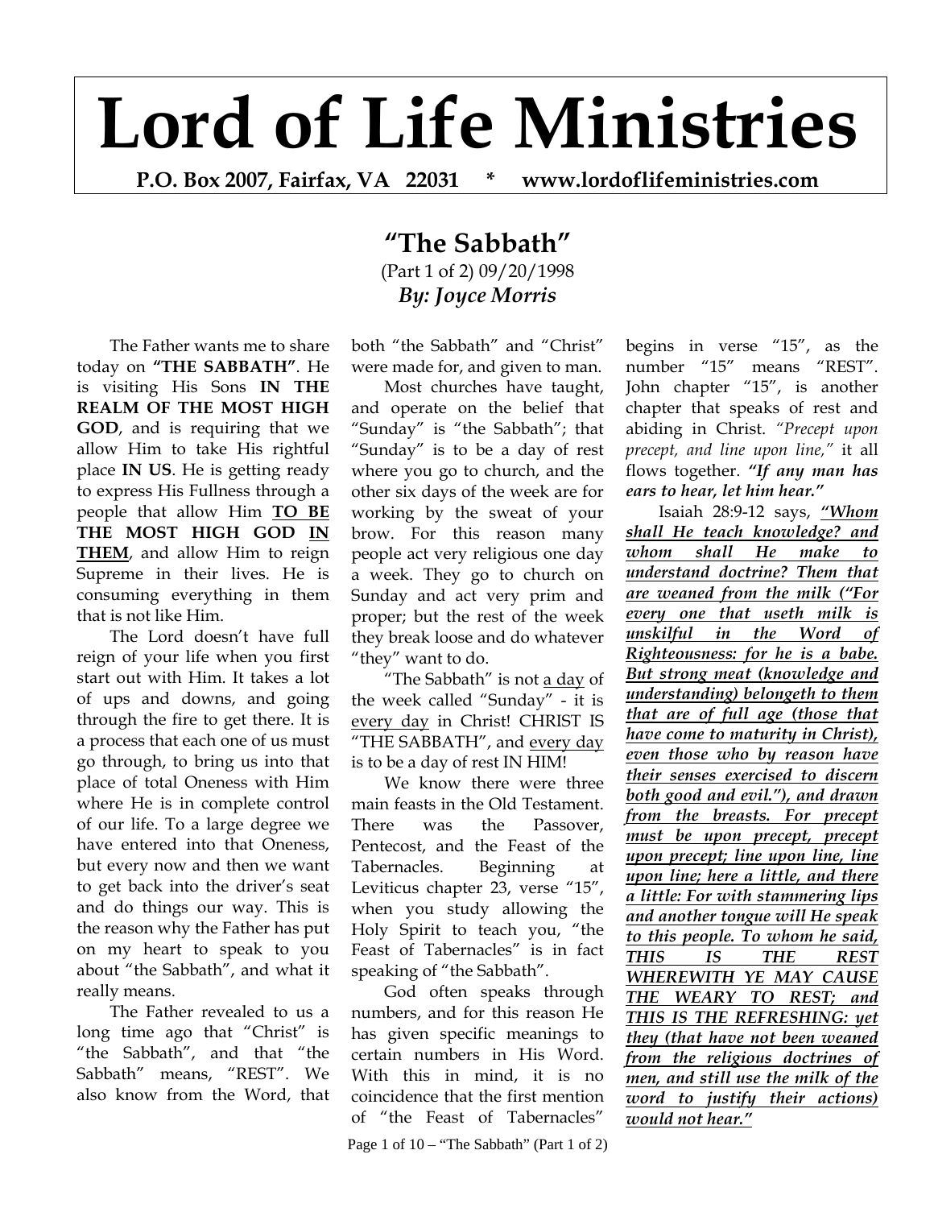# Lord of Life Ministries

**P.O. Box 2007, Fairfax, VA 22031 * www.lordoflifeministries.com**

## "The Sabbath"

(Part 1 of 2) 09/20/1998

***By: Joyce Morris***

The Father wants me to share today on **"THE SABBATH"**. He is visiting His Sons **IN THE REALM OF THE MOST HIGH GOD**, and is requiring that we allow Him to take His rightful place **IN US**. He is getting ready to express His Fullness through a people that allow Him **<u>TO BE</u> THE MOST HIGH GOD <u>IN THEM</u>**, and allow Him to reign Supreme in their lives. He is consuming everything in them that is not like Him.

The Lord doesn't have full reign of your life when you first start out with Him. It takes a lot of ups and downs, and going through the fire to get there. It is a process that each one of us must go through, to bring us into that place of total Oneness with Him where He is in complete control of our life. To a large degree we have entered into that Oneness, but every now and then we want to get back into the driver's seat and do things our way. This is the reason why the Father has put on my heart to speak to you about "the Sabbath", and what it really means.

The Father revealed to us a long time ago that "Christ" is "the Sabbath", and that "the Sabbath" means, "REST". We also know from the Word, that both "the Sabbath" and "Christ" were made for, and given to man.

Most churches have taught, and operate on the belief that "Sunday" is "the Sabbath"; that "Sunday" is to be a day of rest where you go to church, and the other six days of the week are for working by the sweat of your brow. For this reason many people act very religious one day a week. They go to church on Sunday and act very prim and proper; but the rest of the week they break loose and do whatever "they" want to do.

"The Sabbath" is not <u>a day</u> of the week called "Sunday" - it is <u>every day</u> in Christ! CHRIST IS "THE SABBATH", and <u>every day</u> is to be a day of rest IN HIM!

We know there were three main feasts in the Old Testament. There was the Passover, Pentecost, and the Feast of the Tabernacles. Beginning at Leviticus chapter 23, verse "15", when you study allowing the Holy Spirit to teach you, "the Feast of Tabernacles" is in fact speaking of "the Sabbath".

God often speaks through numbers, and for this reason He has given specific meanings to certain numbers in His Word. With this in mind, it is no coincidence that the first mention of "the Feast of Tabernacles" begins in verse "15", as the number "15" means "REST". John chapter "15", is another chapter that speaks of rest and abiding in Christ. *"Precept upon precept, and line upon line,"* it all flows together. ***"If any man has ears to hear, let him hear."***

Isaiah 28:9-12 says, ***<u>"Whom shall He teach knowledge? and whom shall He make to understand doctrine? Them that are weaned from the milk ("For every one that useth milk is unskilful in the Word of Righteousness: for he is a babe. But strong meat (knowledge and understanding) belongeth to them that are of full age (those that have come to maturity in Christ), even those who by reason have their senses exercised to discern both good and evil."), and drawn from the breasts. For precept must be upon precept, precept upon precept; line upon line, line upon line; here a little, and there a little: For with stammering lips and another tongue will He speak to this people. To whom he said, THIS IS THE REST WHEREWITH YE MAY CAUSE THE WEARY TO REST; and THIS IS THE REFRESHING: yet they (that have not been weaned from the religious doctrines of men, and still use the milk of the word to justify their actions) would not hear."</u>***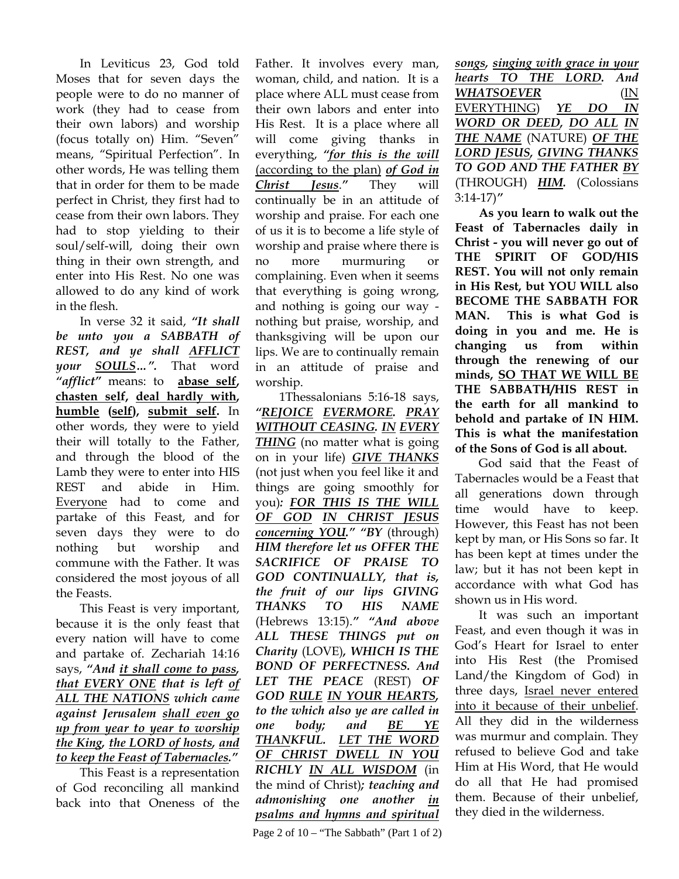In Leviticus 23, God told Moses that for seven days the people were to do no manner of work (they had to cease from their own labors) and worship (focus totally on) Him. "Seven" means, "Spiritual Perfection". In other words, He was telling them that in order for them to be made perfect in Christ, they first had to cease from their own labors. They had to stop yielding to their soul/self-will, doing their own thing in their own strength, and enter into His Rest. No one was allowed to do any kind of work in the flesh.

In verse 32 it said, ***"It shall be unto you a SABBATH of REST, and ye shall <u>AFFLICT</u> your <u>SOULS</u>…".*** That word ***"afflict"*** means: to **<u>abase self</u>, <u>chasten self</u>, <u>deal hardly with</u>, <u>humble</u> (<u>self</u>), <u>submit self</u>.** In other words, they were to yield their will totally to the Father, and through the blood of the Lamb they were to enter into HIS REST and abide in Him. <u>Everyone</u> had to come and partake of this Feast, and for seven days they were to do nothing but worship and commune with the Father. It was considered the most joyous of all the Feasts.

This Feast is very important, because it is the only feast that every nation will have to come and partake of. Zechariah 14:16 says, ***"And <u>it shall come to pass</u>, <u>that EVERY ONE</u> that is left <u>of ALL THE NATIONS</u> which came against Jerusalem <u>shall even go up from year to year to worship the King</u>, <u>the LORD of hosts</u>, <u>and to keep the Feast of Tabernacles</u>."***

This Feast is a representation of God reconciling all mankind back into that Oneness of the Father. It involves every man, woman, child, and nation. It is a place where ALL must cease from their own labors and enter into His Rest. It is a place where all will come giving thanks in everything, ***"<u>for this is the will</u>*** <u>(according to the plan)</u> ***<u>of God in Christ Jesus</u>."*** They will continually be in an attitude of worship and praise. For each one of us it is to become a life style of worship and praise where there is no more murmuring or complaining. Even when it seems that everything is going wrong, and nothing is going our way - nothing but praise, worship, and thanksgiving will be upon our lips. We are to continually remain in an attitude of praise and worship.

1Thessalonians 5:16-18 says, ***"<u>REJOICE</u> <u>EVERMORE</u>. <u>PRAY WITHOUT CEASING</u>. <u>IN EVERY THING</u>*** (no matter what is going on in your life) ***<u>GIVE THANKS</u>*** (not just when you feel like it and things are going smoothly for you)***: <u>FOR THIS IS THE WILL OF GOD</u> <u>IN CHRIST JESUS</u> <u>concerning YOU</u>." "BY*** (through) ***HIM therefore let us OFFER THE SACRIFICE OF PRAISE TO GOD CONTINUALLY, that is, the fruit of our lips GIVING THANKS TO HIS NAME*** (Hebrews 13:15).***" "And above ALL THESE THINGS put on Charity*** (LOVE)***, WHICH IS THE BOND OF PERFECTNESS. And LET THE PEACE*** (REST) ***OF GOD <u>RULE</u> <u>IN YOUR HEARTS</u>, to the which also ye are called in one body; and <u>BE YE THANKFUL</u>. <u>LET THE WORD OF CHRIST DWELL IN YOU RICHLY</u> <u>IN ALL WISDOM</u>*** (in the mind of Christ)***; teaching and admonishing one another <u>in psalms and hymns and spiritual songs</u>, <u>singing with grace in your hearts TO THE LORD</u>. And <u>WHATSOEVER</u>*** (<u>IN</u> EVERYTHING) ***<u>YE DO IN WORD OR DEED</u>, <u>DO ALL</u> <u>IN THE NAME</u>*** (NATURE) ***<u>OF THE LORD JESUS</u>, <u>GIVING THANKS</u> TO GOD AND THE FATHER <u>BY</u>*** (THROUGH) ***<u>HIM</u>.*** (Colossians 3:14-17)***"***

**As you learn to walk out the Feast of Tabernacles daily in Christ - you will never go out of THE SPIRIT OF GOD/HIS REST. You will not only remain in His Rest, but YOU WILL also BECOME THE SABBATH FOR MAN. This is what God is doing in you and me. He is changing us from within through the renewing of our minds, <u>SO THAT WE WILL BE</u> THE SABBATH/HIS REST in the earth for all mankind to behold and partake of IN HIM. This is what the manifestation of the Sons of God is all about.**

God said that the Feast of Tabernacles would be a Feast that all generations down through time would have to keep. However, this Feast has not been kept by man, or His Sons so far. It has been kept at times under the law; but it has not been kept in accordance with what God has shown us in His word.

It was such an important Feast, and even though it was in God's Heart for Israel to enter into His Rest (the Promised Land/the Kingdom of God) in three days, <u>Israel never entered into it because of their unbelief</u>. All they did in the wilderness was murmur and complain. They refused to believe God and take Him at His Word, that He would do all that He had promised them. Because of their unbelief, they died in the wilderness.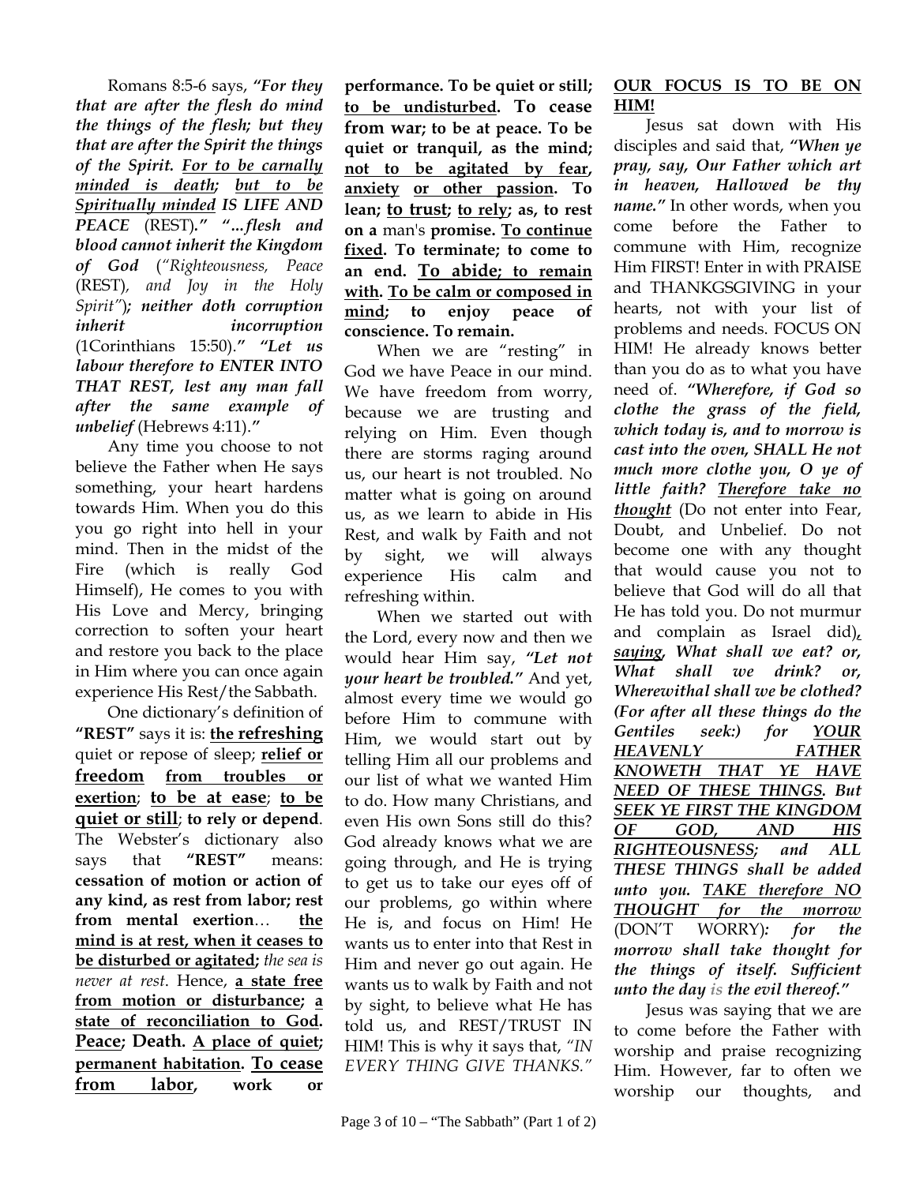Romans 8:5-6 says, ***"For they that are after the flesh do mind the things of the flesh; but they that are after the Spirit the things of the Spirit. For to be carnally minded is death; but to be Spiritually minded IS LIFE AND PEACE*** (REST)***." "...flesh and blood cannot inherit the Kingdom of God*** (*"Righteousness, Peace* (REST)*, and Joy in the Holy Spirit"*)***; neither doth corruption inherit incorruption*** (1Corinthians 15:50).***" "Let us labour therefore to ENTER INTO THAT REST, lest any man fall after the same example of unbelief*** (Hebrews 4:11).***"***

Any time you choose to not believe the Father when He says something, your heart hardens towards Him. When you do this you go right into hell in your mind. Then in the midst of the Fire (which is really God Himself), He comes to you with His Love and Mercy, bringing correction to soften your heart and restore you back to the place in Him where you can once again experience His Rest/the Sabbath.

One dictionary's definition of **"REST"** says it is: **the refreshing** quiet or repose of sleep; **relief or freedom from troubles or exertion**; **to be at ease**; **to be quiet or still**; **to rely or depend**. The Webster's dictionary also says that **"REST"** means: **cessation of motion or action of any kind, as rest from labor; rest from mental exertion**… **the mind is at rest, when it ceases to be disturbed or agitated;** *the sea is never at rest*. Hence, **a state free from motion or disturbance; a state of reconciliation to God. Peace; Death. A place of quiet; permanent habitation. To cease from labor, work or performance. To be quiet or still; to be undisturbed. To cease from war; to be at peace. To be quiet or tranquil, as the mind; not to be agitated by fear, anxiety or other passion. To lean; to trust; to rely; as, to rest on a** man's **promise. To continue fixed. To terminate; to come to an end. To abide; to remain with. To be calm or composed in mind; to enjoy peace of conscience. To remain.**

When we are "resting" in God we have Peace in our mind. We have freedom from worry, because we are trusting and relying on Him. Even though there are storms raging around us, our heart is not troubled. No matter what is going on around us, as we learn to abide in His Rest, and walk by Faith and not by sight, we will always experience His calm and refreshing within.

When we started out with the Lord, every now and then we would hear Him say, ***"Let not your heart be troubled."*** And yet, almost every time we would go before Him to commune with Him, we would start out by telling Him all our problems and our list of what we wanted Him to do. How many Christians, and even His own Sons still do this? God already knows what we are going through, and He is trying to get us to take our eyes off of our problems, go within where He is, and focus on Him! He wants us to enter into that Rest in Him and never go out again. He wants us to walk by Faith and not by sight, to believe what He has told us, and REST/TRUST IN HIM! This is why it says that, *"IN EVERY THING GIVE THANKS."*

**OUR FOCUS IS TO BE ON HIM!**

Jesus sat down with His disciples and said that, ***"When ye pray, say, Our Father which art in heaven, Hallowed be thy name."*** In other words, when you come before the Father to commune with Him, recognize Him FIRST! Enter in with PRAISE and THANKSGSIVING in your hearts, not with your list of problems and needs. FOCUS ON HIM! He already knows better than you do as to what you have need of. ***"Wherefore, if God so clothe the grass of the field, which today is, and to morrow is cast into the oven, SHALL He not much more clothe you, O ye of little faith? Therefore take no thought*** (Do not enter into Fear, Doubt, and Unbelief. Do not become one with any thought that would cause you not to believe that God will do all that He has told you. Do not murmur and complain as Israel did)***, saying, What shall we eat? or, What shall we drink? or, Wherewithal shall we be clothed? (For after all these things do the Gentiles seek:) for YOUR HEAVENLY FATHER KNOWETH THAT YE HAVE NEED OF THESE THINGS. But SEEK YE FIRST THE KINGDOM OF GOD, AND HIS RIGHTEOUSNESS; and ALL THESE THINGS shall be added unto you. TAKE therefore NO THOUGHT for the morrow*** (DON'T WORRY)***: for the morrow shall take thought for the things of itself. Sufficient unto the day is the evil thereof."***

Jesus was saying that we are to come before the Father with worship and praise recognizing Him. However, far to often we worship our thoughts, and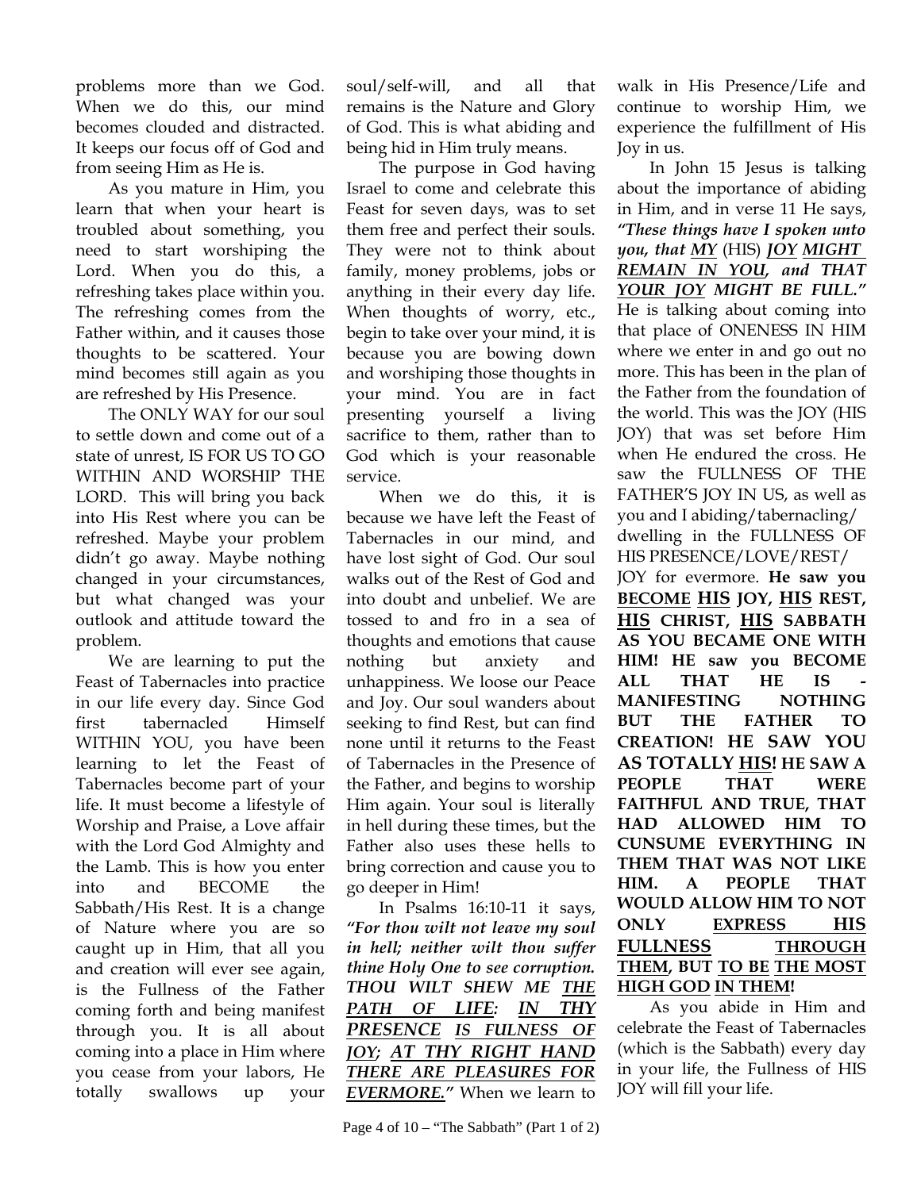problems more than we God. When we do this, our mind becomes clouded and distracted. It keeps our focus off of God and from seeing Him as He is.

As you mature in Him, you learn that when your heart is troubled about something, you need to start worshiping the Lord. When you do this, a refreshing takes place within you. The refreshing comes from the Father within, and it causes those thoughts to be scattered. Your mind becomes still again as you are refreshed by His Presence.

The ONLY WAY for our soul to settle down and come out of a state of unrest, IS FOR US TO GO WITHIN AND WORSHIP THE LORD. This will bring you back into His Rest where you can be refreshed. Maybe your problem didn't go away. Maybe nothing changed in your circumstances, but what changed was your outlook and attitude toward the problem.

We are learning to put the Feast of Tabernacles into practice in our life every day. Since God first tabernacled Himself WITHIN YOU, you have been learning to let the Feast of Tabernacles become part of your life. It must become a lifestyle of Worship and Praise, a Love affair with the Lord God Almighty and the Lamb. This is how you enter into and BECOME the Sabbath/His Rest. It is a change of Nature where you are so caught up in Him, that all you and creation will ever see again, is the Fullness of the Father coming forth and being manifest through you. It is all about coming into a place in Him where you cease from your labors, He totally swallows up your soul/self-will, and all that remains is the Nature and Glory of God. This is what abiding and being hid in Him truly means.

The purpose in God having Israel to come and celebrate this Feast for seven days, was to set them free and perfect their souls. They were not to think about family, money problems, jobs or anything in their every day life. When thoughts of worry, etc., begin to take over your mind, it is because you are bowing down and worshiping those thoughts in your mind. You are in fact presenting yourself a living sacrifice to them, rather than to God which is your reasonable service.

When we do this, it is because we have left the Feast of Tabernacles in our mind, and have lost sight of God. Our soul walks out of the Rest of God and into doubt and unbelief. We are tossed to and fro in a sea of thoughts and emotions that cause nothing but anxiety and unhappiness. We loose our Peace and Joy. Our soul wanders about seeking to find Rest, but can find none until it returns to the Feast of Tabernacles in the Presence of the Father, and begins to worship Him again. Your soul is literally in hell during these times, but the Father also uses these hells to bring correction and cause you to go deeper in Him!

In Psalms 16:10-11 it says, ***"For thou wilt not leave my soul in hell; neither wilt thou suffer thine Holy One to see corruption. THOU WILT SHEW ME <u>THE PATH OF LIFE</u>: <u>IN THY PRESENCE</u> <u>IS FULNESS OF JOY</u>; <u>AT THY RIGHT HAND THERE ARE PLEASURES FOR EVERMORE.</u>"*** When we learn to walk in His Presence/Life and continue to worship Him, we experience the fulfillment of His Joy in us.

In John 15 Jesus is talking about the importance of abiding in Him, and in verse 11 He says, ***"These things have I spoken unto you, that <u>MY</u>*** (HIS) ***<u>JOY</u> <u>MIGHT REMAIN IN YOU</u>, and THAT <u>YOUR JOY</u> MIGHT BE FULL."*** He is talking about coming into that place of ONENESS IN HIM where we enter in and go out no more. This has been in the plan of the Father from the foundation of the world. This was the JOY (HIS JOY) that was set before Him when He endured the cross. He saw the FULLNESS OF THE FATHER'S JOY IN US, as well as you and I abiding/tabernacling/ dwelling in the FULLNESS OF HIS PRESENCE/LOVE/REST/ JOY for evermore. **He saw you <u>BECOME</u> <u>HIS</u> JOY, <u>HIS</u> REST, <u>HIS</u> CHRIST, <u>HIS</u> SABBATH AS YOU BECAME ONE WITH HIM! HE saw you BECOME ALL THAT HE IS - MANIFESTING NOTHING BUT THE FATHER TO CREATION! HE SAW YOU AS TOTALLY <u>HIS</u>! HE SAW A PEOPLE THAT WERE FAITHFUL AND TRUE, THAT HAD ALLOWED HIM TO CUNSUME EVERYTHING IN THEM THAT WAS NOT LIKE HIM. A PEOPLE THAT WOULD ALLOW HIM TO NOT ONLY <u>EXPRESS HIS FULLNESS</u> <u>THROUGH THEM</u>, BUT <u>TO BE</u> <u>THE MOST HIGH GOD</u> <u>IN THEM</u>!**

As you abide in Him and celebrate the Feast of Tabernacles (which is the Sabbath) every day in your life, the Fullness of HIS JOY will fill your life.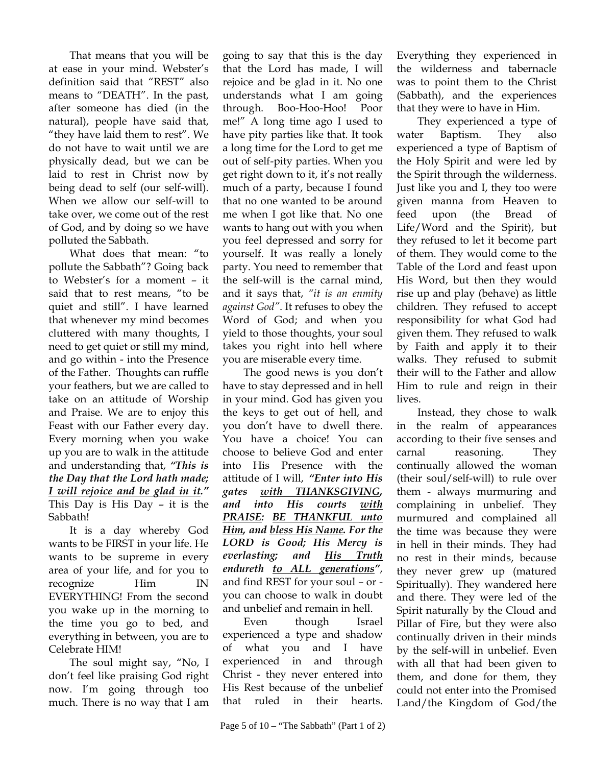That means that you will be at ease in your mind. Webster's definition said that "REST" also means to "DEATH". In the past, after someone has died (in the natural), people have said that, "they have laid them to rest". We do not have to wait until we are physically dead, but we can be laid to rest in Christ now by being dead to self (our self-will). When we allow our self-will to take over, we come out of the rest of God, and by doing so we have polluted the Sabbath.

What does that mean: "to pollute the Sabbath"? Going back to Webster's for a moment – it said that to rest means, "to be quiet and still". I have learned that whenever my mind becomes cluttered with many thoughts, I need to get quiet or still my mind, and go within - into the Presence of the Father. Thoughts can ruffle your feathers, but we are called to take on an attitude of Worship and Praise. We are to enjoy this Feast with our Father every day. Every morning when you wake up you are to walk in the attitude and understanding that, ***"This is the Day that the Lord hath made; <u>I will rejoice and be glad in it</u>."*** This Day is His Day – it is the Sabbath!

It is a day whereby God wants to be FIRST in your life. He wants to be supreme in every area of your life, and for you to recognize Him IN EVERYTHING! From the second you wake up in the morning to the time you go to bed, and everything in between, you are to Celebrate HIM!

The soul might say, "No, I don't feel like praising God right now. I'm going through too much. There is no way that I am going to say that this is the day that the Lord has made, I will rejoice and be glad in it. No one understands what I am going through. Boo-Hoo-Hoo! Poor me!" A long time ago I used to have pity parties like that. It took a long time for the Lord to get me out of self-pity parties. When you get right down to it, it's not really much of a party, because I found that no one wanted to be around me when I got like that. No one wants to hang out with you when you feel depressed and sorry for yourself. It was really a lonely party. You need to remember that the self-will is the carnal mind, and it says that, *"it is an enmity against God"*. It refuses to obey the Word of God; and when you yield to those thoughts, your soul takes you right into hell where you are miserable every time.

The good news is you don't have to stay depressed and in hell in your mind. God has given you the keys to get out of hell, and you don't have to dwell there. You have a choice! You can choose to believe God and enter into His Presence with the attitude of I will, ***"Enter into His gates <u>with THANKSGIVING</u>, and into His courts <u>with PRAISE</u>: <u>BE THANKFUL unto Him</u>, and <u>bless His Name</u>. For the LORD is Good; His Mercy is everlasting; and <u>His Truth</u> endureth <u>to ALL generations</u>"***, and find REST for your soul – or - you can choose to walk in doubt and unbelief and remain in hell.

Even though Israel experienced a type and shadow of what you and I have experienced in and through Christ - they never entered into His Rest because of the unbelief that ruled in their hearts. Everything they experienced in the wilderness and tabernacle was to point them to the Christ (Sabbath), and the experiences that they were to have in Him.

They experienced a type of water Baptism. They also experienced a type of Baptism of the Holy Spirit and were led by the Spirit through the wilderness. Just like you and I, they too were given manna from Heaven to feed upon (the Bread of Life/Word and the Spirit), but they refused to let it become part of them. They would come to the Table of the Lord and feast upon His Word, but then they would rise up and play (behave) as little children. They refused to accept responsibility for what God had given them. They refused to walk by Faith and apply it to their walks. They refused to submit their will to the Father and allow Him to rule and reign in their lives.

Instead, they chose to walk in the realm of appearances according to their five senses and carnal reasoning. They continually allowed the woman (their soul/self-will) to rule over them - always murmuring and complaining in unbelief. They murmured and complained all the time was because they were in hell in their minds. They had no rest in their minds, because they never grew up (matured Spiritually). They wandered here and there. They were led of the Spirit naturally by the Cloud and Pillar of Fire, but they were also continually driven in their minds by the self-will in unbelief. Even with all that had been given to them, and done for them, they could not enter into the Promised Land/the Kingdom of God/the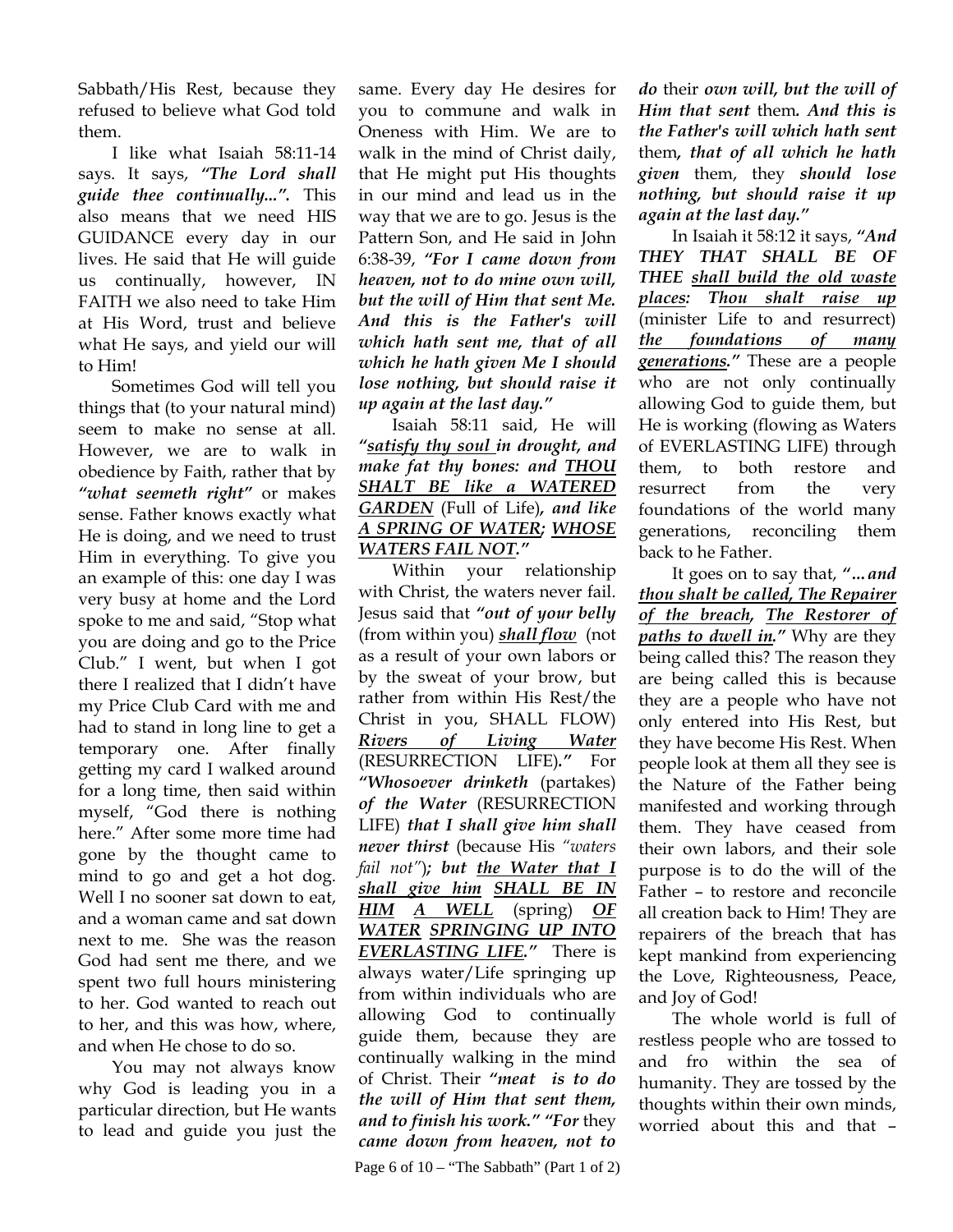Sabbath/His Rest, because they refused to believe what God told them.

I like what Isaiah 58:11-14 says. It says, ***"The Lord shall guide thee continually...".*** This also means that we need HIS GUIDANCE every day in our lives. He said that He will guide us continually, however, IN FAITH we also need to take Him at His Word, trust and believe what He says, and yield our will to Him!

Sometimes God will tell you things that (to your natural mind) seem to make no sense at all. However, we are to walk in obedience by Faith, rather that by ***"what seemeth right"*** or makes sense. Father knows exactly what He is doing, and we need to trust Him in everything. To give you an example of this: one day I was very busy at home and the Lord spoke to me and said, "Stop what you are doing and go to the Price Club." I went, but when I got there I realized that I didn't have my Price Club Card with me and had to stand in long line to get a temporary one. After finally getting my card I walked around for a long time, then said within myself, "God there is nothing here." After some more time had gone by the thought came to mind to go and get a hot dog. Well I no sooner sat down to eat, and a woman came and sat down next to me. She was the reason God had sent me there, and we spent two full hours ministering to her. God wanted to reach out to her, and this was how, where, and when He chose to do so.

You may not always know why God is leading you in a particular direction, but He wants to lead and guide you just the same. Every day He desires for you to commune and walk in Oneness with Him. We are to walk in the mind of Christ daily, that He might put His thoughts in our mind and lead us in the way that we are to go. Jesus is the Pattern Son, and He said in John 6:38-39, ***"For I came down from heaven, not to do mine own will, but the will of Him that sent Me. And this is the Father's will which hath sent me, that of all which he hath given Me I should lose nothing, but should raise it up again at the last day."***

Isaiah 58:11 said, He will ***"satisfy thy soul in drought, and make fat thy bones: and THOU SHALT BE like a WATERED GARDEN*** (Full of Life)***, and like A SPRING OF WATER; WHOSE WATERS FAIL NOT."***

Within your relationship with Christ, the waters never fail. Jesus said that ***"out of your belly*** (from within you) ***shall flow*** (not as a result of your own labors or by the sweat of your brow, but rather from within His Rest/the Christ in you, SHALL FLOW) ***Rivers of Living Water*** (RESURRECTION LIFE)***."*** For ***"Whosoever drinketh*** (partakes) ***of the Water*** (RESURRECTION LIFE) ***that I shall give him shall never thirst*** (because His *"waters fail not"*)***; but the Water that I shall give him SHALL BE IN HIM A WELL*** (spring) ***OF WATER SPRINGING UP INTO EVERLASTING LIFE."*** There is always water/Life springing up from within individuals who are allowing God to continually guide them, because they are continually walking in the mind of Christ. Their ***"meat is to do the will of Him that sent them, and to finish his work." "For*** they ***came down from heaven, not to do*** their ***own will, but the will of Him that sent*** them***. And this is the Father's will which hath sent*** them***, that of all which he hath given*** them, they ***should lose nothing, but should raise it up again at the last day."***

In Isaiah it 58:12 it says, ***"And THEY THAT SHALL BE OF THEE shall build the old waste places: Thou shalt raise up*** (minister Life to and resurrect) ***the foundations of many generations."*** These are a people who are not only continually allowing God to guide them, but He is working (flowing as Waters of EVERLASTING LIFE) through them, to both restore and resurrect from the very foundations of the world many generations, reconciling them back to he Father.

It goes on to say that, ***"...and thou shalt be called, The Repairer of the breach, The Restorer of paths to dwell in."*** Why are they being called this? The reason they are being called this is because they are a people who have not only entered into His Rest, but they have become His Rest. When people look at them all they see is the Nature of the Father being manifested and working through them. They have ceased from their own labors, and their sole purpose is to do the will of the Father – to restore and reconcile all creation back to Him! They are repairers of the breach that has kept mankind from experiencing the Love, Righteousness, Peace, and Joy of God!

The whole world is full of restless people who are tossed to and fro within the sea of humanity. They are tossed by the thoughts within their own minds, worried about this and that –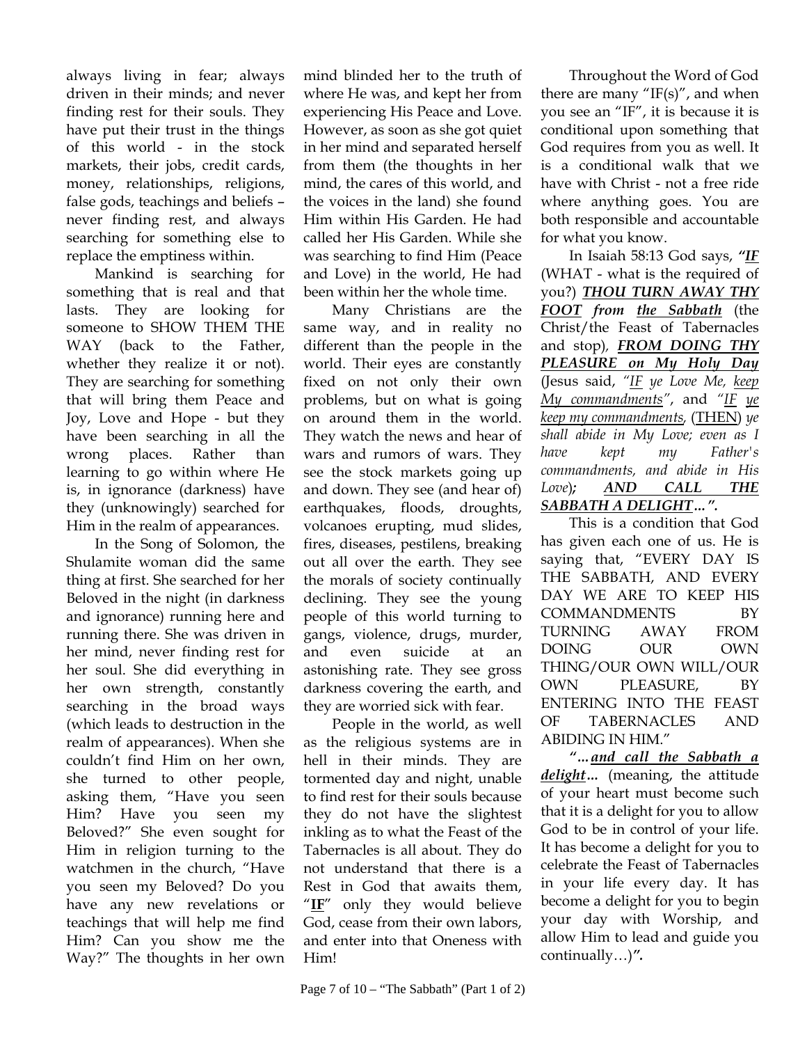always living in fear; always driven in their minds; and never finding rest for their souls. They have put their trust in the things of this world - in the stock markets, their jobs, credit cards, money, relationships, religions, false gods, teachings and beliefs – never finding rest, and always searching for something else to replace the emptiness within.

Mankind is searching for something that is real and that lasts. They are looking for someone to SHOW THEM THE WAY (back to the Father, whether they realize it or not). They are searching for something that will bring them Peace and Joy, Love and Hope - but they have been searching in all the wrong places. Rather than learning to go within where He is, in ignorance (darkness) have they (unknowingly) searched for Him in the realm of appearances.

In the Song of Solomon, the Shulamite woman did the same thing at first. She searched for her Beloved in the night (in darkness and ignorance) running here and running there. She was driven in her mind, never finding rest for her soul. She did everything in her own strength, constantly searching in the broad ways (which leads to destruction in the realm of appearances). When she couldn't find Him on her own, she turned to other people, asking them, "Have you seen Him? Have you seen my Beloved?" She even sought for Him in religion turning to the watchmen in the church, "Have you seen my Beloved? Do you have any new revelations or teachings that will help me find Him? Can you show me the Way?" The thoughts in her own mind blinded her to the truth of where He was, and kept her from experiencing His Peace and Love. However, as soon as she got quiet in her mind and separated herself from them (the thoughts in her mind, the cares of this world, and the voices in the land) she found Him within His Garden. He had called her His Garden. While she was searching to find Him (Peace and Love) in the world, He had been within her the whole time.

Many Christians are the same way, and in reality no different than the people in the world. Their eyes are constantly fixed on not only their own problems, but on what is going on around them in the world. They watch the news and hear of wars and rumors of wars. They see the stock markets going up and down. They see (and hear of) earthquakes, floods, droughts, volcanoes erupting, mud slides, fires, diseases, pestilens, breaking out all over the earth. They see the morals of society continually declining. They see the young people of this world turning to gangs, violence, drugs, murder, and even suicide at an astonishing rate. They see gross darkness covering the earth, and they are worried sick with fear.

People in the world, as well as the religious systems are in hell in their minds. They are tormented day and night, unable to find rest for their souls because they do not have the slightest inkling as to what the Feast of the Tabernacles is all about. They do not understand that there is a Rest in God that awaits them, "**IF**" only they would believe God, cease from their own labors, and enter into that Oneness with Him!

Throughout the Word of God there are many "IF(s)", and when you see an "IF", it is because it is conditional upon something that God requires from you as well. It is a conditional walk that we have with Christ - not a free ride where anything goes. You are both responsible and accountable for what you know.

In Isaiah 58:13 God says, ***"IF*** (WHAT - what is the required of you?) ***THOU TURN AWAY THY FOOT from the Sabbath*** (the Christ/the Feast of Tabernacles and stop), ***FROM DOING THY PLEASURE on My Holy Day*** (Jesus said, *"IF ye Love Me, keep My commandments"*, and *"IF ye keep my commandments,* (THEN) *ye shall abide in My Love; even as I have kept my Father's commandments, and abide in His Love*)***; AND CALL THE SABBATH A DELIGHT…".***

This is a condition that God has given each one of us. He is saying that, "EVERY DAY IS THE SABBATH, AND EVERY DAY WE ARE TO KEEP HIS COMMANDMENTS BY TURNING AWAY FROM DOING OUR OWN THING/OUR OWN WILL/OUR OWN PLEASURE, BY ENTERING INTO THE FEAST OF TABERNACLES AND ABIDING IN HIM."

***"…and call the Sabbath a delight…*** (meaning, the attitude of your heart must become such that it is a delight for you to allow God to be in control of your life. It has become a delight for you to celebrate the Feast of Tabernacles in your life every day. It has become a delight for you to begin your day with Worship, and allow Him to lead and guide you continually…)***".***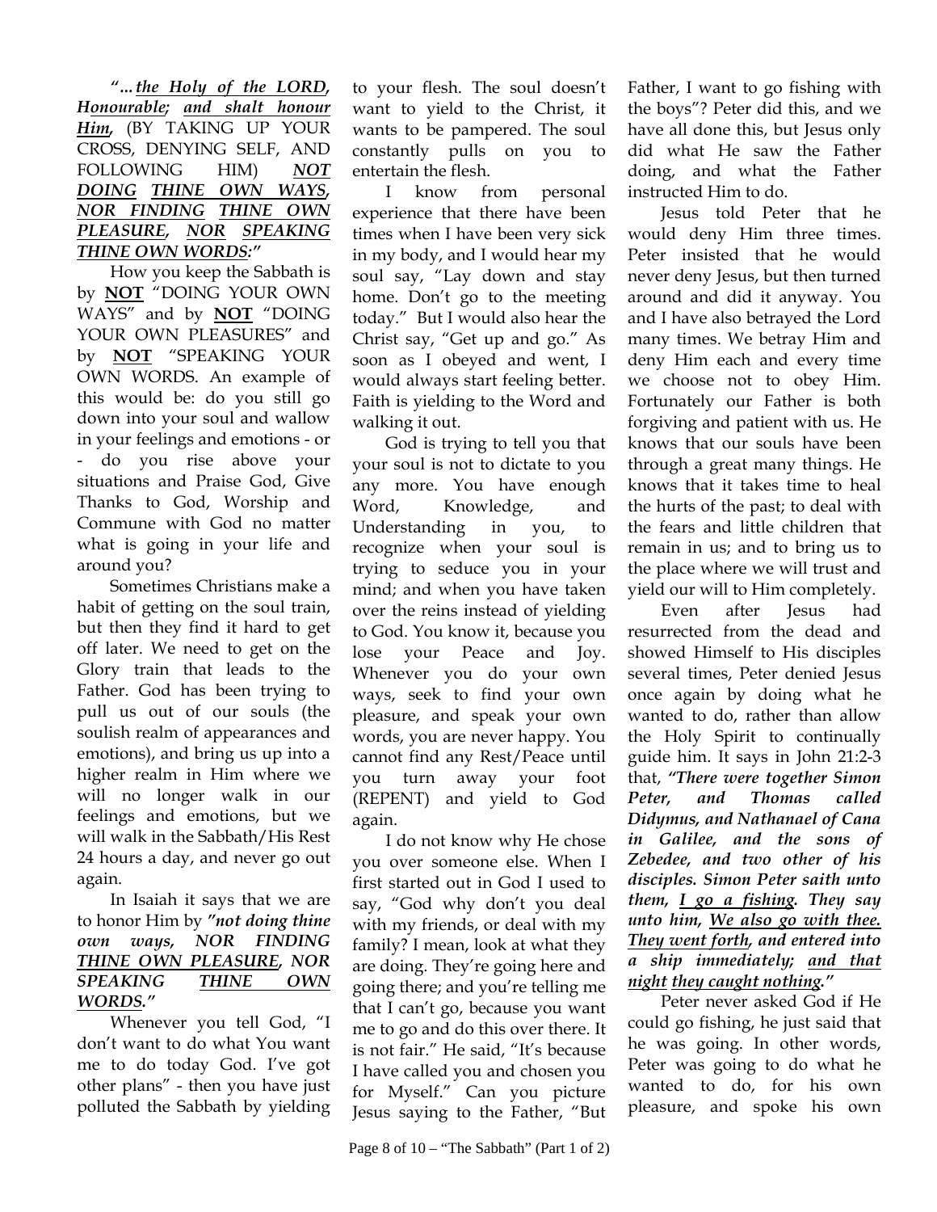*"...the Holy of the LORD, Honourable; and shalt honour Him,* (BY TAKING UP YOUR CROSS, DENYING SELF, AND FOLLOWING HIM) ***NOT DOING THINE OWN WAYS, NOR FINDING THINE OWN PLEASURE, NOR SPEAKING THINE OWN WORDS:"***

How you keep the Sabbath is by **NOT** "DOING YOUR OWN WAYS" and by **NOT** "DOING YOUR OWN PLEASURES" and by **NOT** "SPEAKING YOUR OWN WORDS. An example of this would be: do you still go down into your soul and wallow in your feelings and emotions - or - do you rise above your situations and Praise God, Give Thanks to God, Worship and Commune with God no matter what is going in your life and around you?

Sometimes Christians make a habit of getting on the soul train, but then they find it hard to get off later. We need to get on the Glory train that leads to the Father. God has been trying to pull us out of our souls (the soulish realm of appearances and emotions), and bring us up into a higher realm in Him where we will no longer walk in our feelings and emotions, but we will walk in the Sabbath/His Rest 24 hours a day, and never go out again.

In Isaiah it says that we are to honor Him by ***"not doing thine own ways, NOR FINDING THINE OWN PLEASURE, NOR SPEAKING THINE OWN WORDS."***

Whenever you tell God, "I don't want to do what You want me to do today God. I've got other plans" - then you have just polluted the Sabbath by yielding to your flesh. The soul doesn't want to yield to the Christ, it wants to be pampered. The soul constantly pulls on you to entertain the flesh.

I know from personal experience that there have been times when I have been very sick in my body, and I would hear my soul say, "Lay down and stay home. Don't go to the meeting today." But I would also hear the Christ say, "Get up and go." As soon as I obeyed and went, I would always start feeling better. Faith is yielding to the Word and walking it out.

God is trying to tell you that your soul is not to dictate to you any more. You have enough Word, Knowledge, and Understanding in you, to recognize when your soul is trying to seduce you in your mind; and when you have taken over the reins instead of yielding to God. You know it, because you lose your Peace and Joy. Whenever you do your own ways, seek to find your own pleasure, and speak your own words, you are never happy. You cannot find any Rest/Peace until you turn away your foot (REPENT) and yield to God again.

I do not know why He chose you over someone else. When I first started out in God I used to say, "God why don't you deal with my friends, or deal with my family? I mean, look at what they are doing. They're going here and going there; and you're telling me that I can't go, because you want me to go and do this over there. It is not fair." He said, "It's because I have called you and chosen you for Myself." Can you picture Jesus saying to the Father, "But Father, I want to go fishing with the boys"? Peter did this, and we have all done this, but Jesus only did what He saw the Father doing, and what the Father instructed Him to do.

Jesus told Peter that he would deny Him three times. Peter insisted that he would never deny Jesus, but then turned around and did it anyway. You and I have also betrayed the Lord many times. We betray Him and deny Him each and every time we choose not to obey Him. Fortunately our Father is both forgiving and patient with us. He knows that our souls have been through a great many things. He knows that it takes time to heal the hurts of the past; to deal with the fears and little children that remain in us; and to bring us to the place where we will trust and yield our will to Him completely.

Even after Jesus had resurrected from the dead and showed Himself to His disciples several times, Peter denied Jesus once again by doing what he wanted to do, rather than allow the Holy Spirit to continually guide him. It says in John 21:2-3 that, ***"There were together Simon Peter, and Thomas called Didymus, and Nathanael of Cana in Galilee, and the sons of Zebedee, and two other of his disciples. Simon Peter saith unto them, I go a fishing. They say unto him, We also go with thee. They went forth, and entered into a ship immediately; and that night they caught nothing."***

Peter never asked God if He could go fishing, he just said that he was going. In other words, Peter was going to do what he wanted to do, for his own pleasure, and spoke his own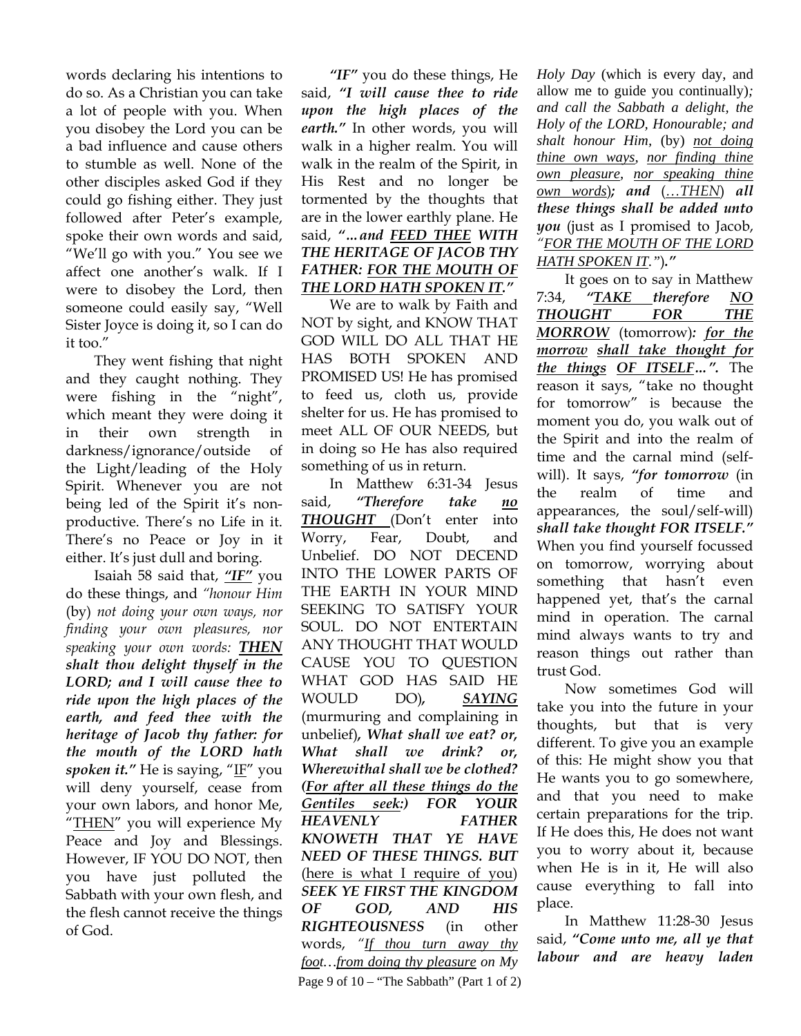words declaring his intentions to do so. As a Christian you can take a lot of people with you. When you disobey the Lord you can be a bad influence and cause others to stumble as well. None of the other disciples asked God if they could go fishing either. They just followed after Peter's example, spoke their own words and said, "We'll go with you." You see we affect one another's walk. If I were to disobey the Lord, then someone could easily say, "Well Sister Joyce is doing it, so I can do it too."

They went fishing that night and they caught nothing. They were fishing in the "night", which meant they were doing it in their own strength in darkness/ignorance/outside of the Light/leading of the Holy Spirit. Whenever you are not being led of the Spirit it's non-productive. There's no Life in it. There's no Peace or Joy in it either. It's just dull and boring.

Isaiah 58 said that, ***"IF"*** you do these things, and *"honour Him* (by) *not doing your own ways, nor finding your own pleasures, nor speaking your own words:* ***THEN shalt thou delight thyself in the LORD; and I will cause thee to ride upon the high places of the earth, and feed thee with the heritage of Jacob thy father: for the mouth of the LORD hath spoken it."*** He is saying, "IF" you will deny yourself, cease from your own labors, and honor Me, "THEN" you will experience My Peace and Joy and Blessings. However, IF YOU DO NOT, then you have just polluted the Sabbath with your own flesh, and the flesh cannot receive the things of God.

***"IF"*** you do these things, He said, ***"I will cause thee to ride upon the high places of the earth."*** In other words, you will walk in a higher realm. You will walk in the realm of the Spirit, in His Rest and no longer be tormented by the thoughts that are in the lower earthly plane. He said, ***"…and FEED THEE WITH THE HERITAGE OF JACOB THY FATHER: FOR THE MOUTH OF THE LORD HATH SPOKEN IT."***

We are to walk by Faith and NOT by sight, and KNOW THAT GOD WILL DO ALL THAT HE HAS BOTH SPOKEN AND PROMISED US! He has promised to feed us, cloth us, provide shelter for us. He has promised to meet ALL OF OUR NEEDS, but in doing so He has also required something of us in return.

In Matthew 6:31-34 Jesus said, ***"Therefore take no THOUGHT*** (Don't enter into Worry, Fear, Doubt, and Unbelief. DO NOT DECEND INTO THE LOWER PARTS OF THE EARTH IN YOUR MIND SEEKING TO SATISFY YOUR SOUL. DO NOT ENTERTAIN ANY THOUGHT THAT WOULD CAUSE YOU TO QUESTION WHAT GOD HAS SAID HE WOULD DO), ***SAYING*** (murmuring and complaining in unbelief), ***What shall we eat? or, What shall we drink? or, Wherewithal shall we be clothed? (For after all these things do the Gentiles seek:) FOR YOUR HEAVENLY FATHER KNOWETH THAT YE HAVE NEED OF THESE THINGS. BUT*** (here is what I require of you) ***SEEK YE FIRST THE KINGDOM OF GOD, AND HIS RIGHTEOUSNESS*** (in other words, *"If thou turn away thy foot…from doing thy pleasure on My Holy Day* (which is every day, and allow me to guide you continually)***; and call the Sabbath a delight, the Holy of the LORD, Honourable; and shalt honour Him,*** (by) *not doing thine own ways, nor finding thine own pleasure, nor speaking thine own words*)***; and*** (*…THEN*) ***all these things shall be added unto you*** (just as I promised to Jacob, *"FOR THE MOUTH OF THE LORD HATH SPOKEN IT."*)***."***

It goes on to say in Matthew 7:34, ***"TAKE therefore NO THOUGHT FOR THE MORROW*** (tomorrow)***: for the morrow shall take thought for the things OF ITSELF…".*** The reason it says, "take no thought for tomorrow" is because the moment you do, you walk out of the Spirit and into the realm of time and the carnal mind (self-will). It says, ***"for tomorrow*** (in the realm of time and appearances, the soul/self-will) ***shall take thought FOR ITSELF."*** When you find yourself focussed on tomorrow, worrying about something that hasn't even happened yet, that's the carnal mind in operation. The carnal mind always wants to try and reason things out rather than trust God.

Now sometimes God will take you into the future in your thoughts, but that is very different. To give you an example of this: He might show you that He wants you to go somewhere, and that you need to make certain preparations for the trip. If He does this, He does not want you to worry about it, because when He is in it, He will also cause everything to fall into place.

In Matthew 11:28-30 Jesus said, ***"Come unto me, all ye that labour and are heavy laden***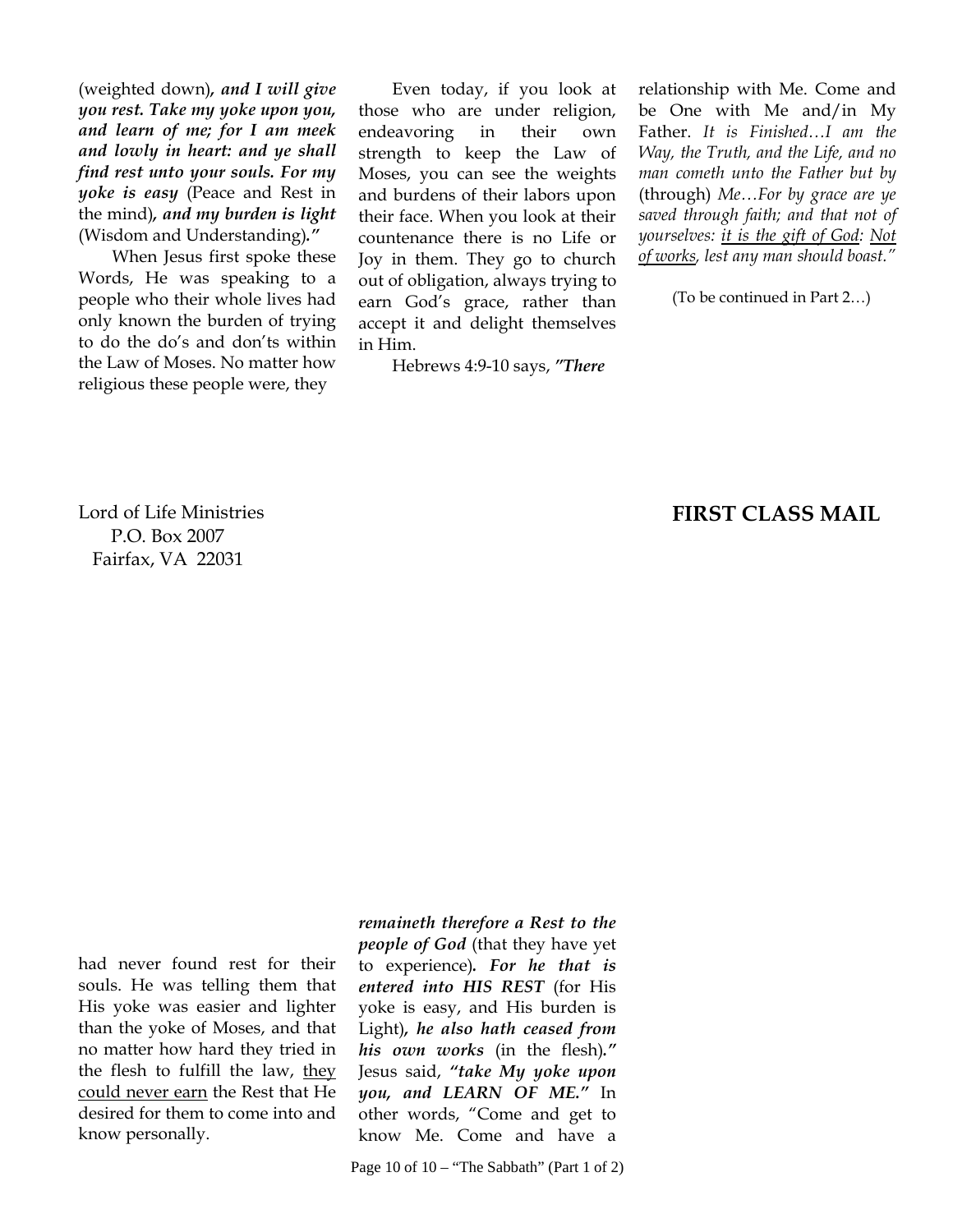(weighted down)***, and I will give you rest. Take my yoke upon you, and learn of me; for I am meek and lowly in heart: and ye shall find rest unto your souls. For my yoke is easy*** (Peace and Rest in the mind)***, and my burden is light*** (Wisdom and Understanding)***."***

When Jesus first spoke these Words, He was speaking to a people who their whole lives had only known the burden of trying to do the do's and don'ts within the Law of Moses. No matter how religious these people were, they had never found rest for their souls. He was telling them that His yoke was easier and lighter than the yoke of Moses, and that no matter how hard they tried in the flesh to fulfill the law, they could never earn the Rest that He desired for them to come into and know personally.

Even today, if you look at those who are under religion, endeavoring in their own strength to keep the Law of Moses, you can see the weights and burdens of their labors upon their face. When you look at their countenance there is no Life or Joy in them. They go to church out of obligation, always trying to earn God's grace, rather than accept it and delight themselves in Him.

Hebrews 4:9-10 says, ***"There remaineth therefore a Rest to the people of God*** (that they have yet to experience)***. For he that is entered into HIS REST*** (for His yoke is easy, and His burden is Light)***, he also hath ceased from his own works*** (in the flesh)***."*** Jesus said, ***"take My yoke upon you, and LEARN OF ME."*** In other words, "Come and get to know Me. Come and have a relationship with Me. Come and be One with Me and/in My Father. *It is Finished…I am the Way, the Truth, and the Life, and no man cometh unto the Father but by* (through) *Me…For by grace are ye saved through faith; and that not of yourselves: it is the gift of God: Not of works, lest any man should boast."*

(To be continued in Part 2…)

Lord of Life Ministries
P.O. Box 2007
Fairfax, VA 22031

**FIRST CLASS MAIL**